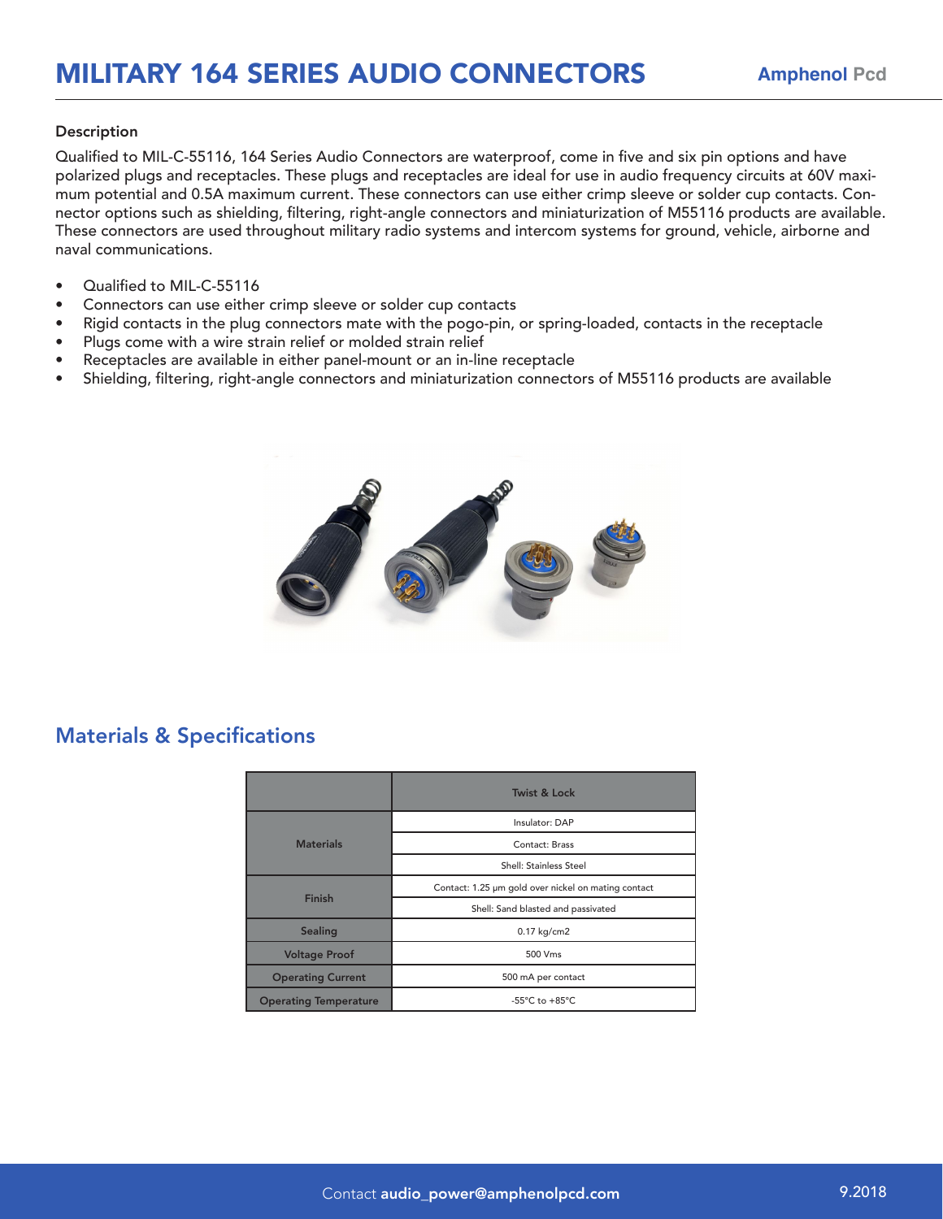# MILITARY 164 SERIES AUDIO CONNECTORS

Amphenol Pcd

### Description

Qualified to MIL-C-55116, 164 Series Audio Connectors are waterproof, come in five and six pin options and have polarized plugs and receptacles. These plugs and receptacles are ideal for use in audio frequency circuits at 60V maximum potential and 0.5A maximum current. These connectors can use either crimp sleeve or solder cup contacts. Connector options such as shielding, filtering, right-angle connectors and miniaturization of M55116 products are available. These connectors are used throughout military radio systems and intercom systems for ground, vehicle, airborne and naval communications.

- Qualified to MIL-C-55116
- Connectors can use either crimp sleeve or solder cup contacts
- Rigid contacts in the plug connectors mate with the pogo-pin, or spring-loaded, contacts in the receptacle
- Plugs come with a wire strain relief or molded strain relief
- Receptacles are available in either panel-mount or an in-line receptacle
- Shielding, filtering, right-angle connectors and miniaturization connectors of M55116 products are available

## Materials & Specifications

| | Twist & Lock |
|---|---|
| Materials | Insulator: DAP |
| | Contact: Brass |
| | Shell: Stainless Steel |
| Finish | Contact: 1.25 µm gold over nickel on mating contact |
| | Shell: Sand blasted and passivated |
| Sealing | 0.17 kg/cm2 |
| Voltage Proof | 500 Vms |
| Operating Current | 500 mA per contact |
| Operating Temperature | -55°C to +85°C |

Contact **audio_power@amphenolpcd.com**

9.2018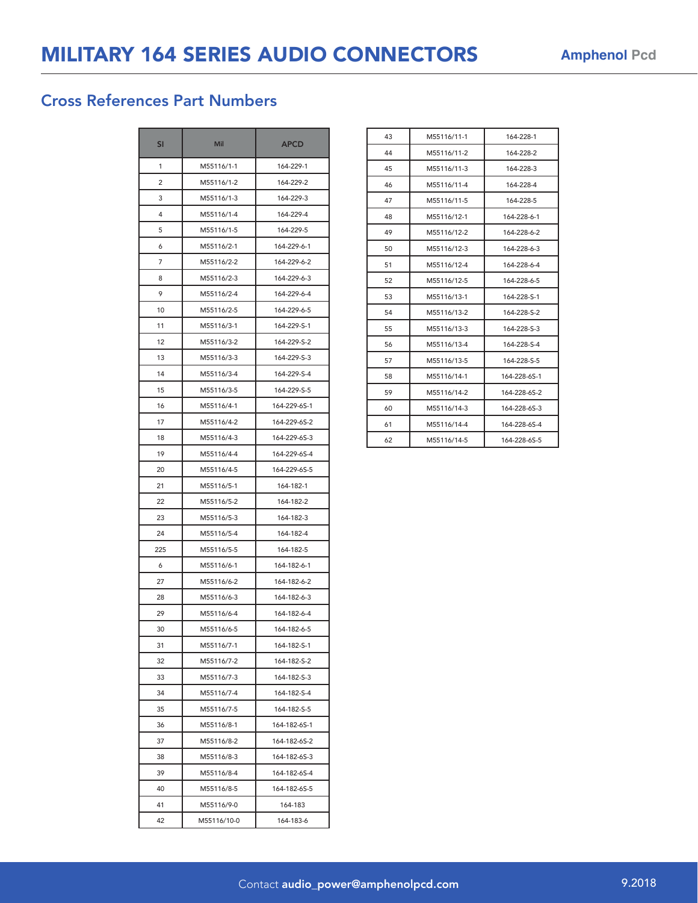# MILITARY 164 SERIES AUDIO CONNECTORS

## Cross References Part Numbers

| SI | Mil | APCD |
|---|---|---|
| 1 | M55116/1-1 | 164-229-1 |
| 2 | M55116/1-2 | 164-229-2 |
| 3 | M55116/1-3 | 164-229-3 |
| 4 | M55116/1-4 | 164-229-4 |
| 5 | M55116/1-5 | 164-229-5 |
| 6 | M55116/2-1 | 164-229-6-1 |
| 7 | M55116/2-2 | 164-229-6-2 |
| 8 | M55116/2-3 | 164-229-6-3 |
| 9 | M55116/2-4 | 164-229-6-4 |
| 10 | M55116/2-5 | 164-229-6-5 |
| 11 | M55116/3-1 | 164-229-S-1 |
| 12 | M55116/3-2 | 164-229-S-2 |
| 13 | M55116/3-3 | 164-229-S-3 |
| 14 | M55116/3-4 | 164-229-S-4 |
| 15 | M55116/3-5 | 164-229-S-5 |
| 16 | M55116/4-1 | 164-229-6S-1 |
| 17 | M55116/4-2 | 164-229-6S-2 |
| 18 | M55116/4-3 | 164-229-6S-3 |
| 19 | M55116/4-4 | 164-229-6S-4 |
| 20 | M55116/4-5 | 164-229-6S-5 |
| 21 | M55116/5-1 | 164-182-1 |
| 22 | M55116/5-2 | 164-182-2 |
| 23 | M55116/5-3 | 164-182-3 |
| 24 | M55116/5-4 | 164-182-4 |
| 225 | M55116/5-5 | 164-182-5 |
| 6 | M55116/6-1 | 164-182-6-1 |
| 27 | M55116/6-2 | 164-182-6-2 |
| 28 | M55116/6-3 | 164-182-6-3 |
| 29 | M55116/6-4 | 164-182-6-4 |
| 30 | M55116/6-5 | 164-182-6-5 |
| 31 | M55116/7-1 | 164-182-S-1 |
| 32 | M55116/7-2 | 164-182-S-2 |
| 33 | M55116/7-3 | 164-182-S-3 |
| 34 | M55116/7-4 | 164-182-S-4 |
| 35 | M55116/7-5 | 164-182-S-5 |
| 36 | M55116/8-1 | 164-182-6S-1 |
| 37 | M55116/8-2 | 164-182-6S-2 |
| 38 | M55116/8-3 | 164-182-6S-3 |
| 39 | M55116/8-4 | 164-182-6S-4 |
| 40 | M55116/8-5 | 164-182-6S-5 |
| 41 | M55116/9-0 | 164-183 |
| 42 | M55116/10-0 | 164-183-6 |
| 43 | M55116/11-1 | 164-228-1 |
| 44 | M55116/11-2 | 164-228-2 |
| 45 | M55116/11-3 | 164-228-3 |
| 46 | M55116/11-4 | 164-228-4 |
| 47 | M55116/11-5 | 164-228-5 |
| 48 | M55116/12-1 | 164-228-6-1 |
| 49 | M55116/12-2 | 164-228-6-2 |
| 50 | M55116/12-3 | 164-228-6-3 |
| 51 | M55116/12-4 | 164-228-6-4 |
| 52 | M55116/12-5 | 164-228-6-5 |
| 53 | M55116/13-1 | 164-228-S-1 |
| 54 | M55116/13-2 | 164-228-S-2 |
| 55 | M55116/13-3 | 164-228-S-3 |
| 56 | M55116/13-4 | 164-228-S-4 |
| 57 | M55116/13-5 | 164-228-S-5 |
| 58 | M55116/14-1 | 164-228-6S-1 |
| 59 | M55116/14-2 | 164-228-6S-2 |
| 60 | M55116/14-3 | 164-228-6S-3 |
| 61 | M55116/14-4 | 164-228-6S-4 |
| 62 | M55116/14-5 | 164-228-6S-5 |

Contact **audio_power@amphenolpcd.com**

9.2018